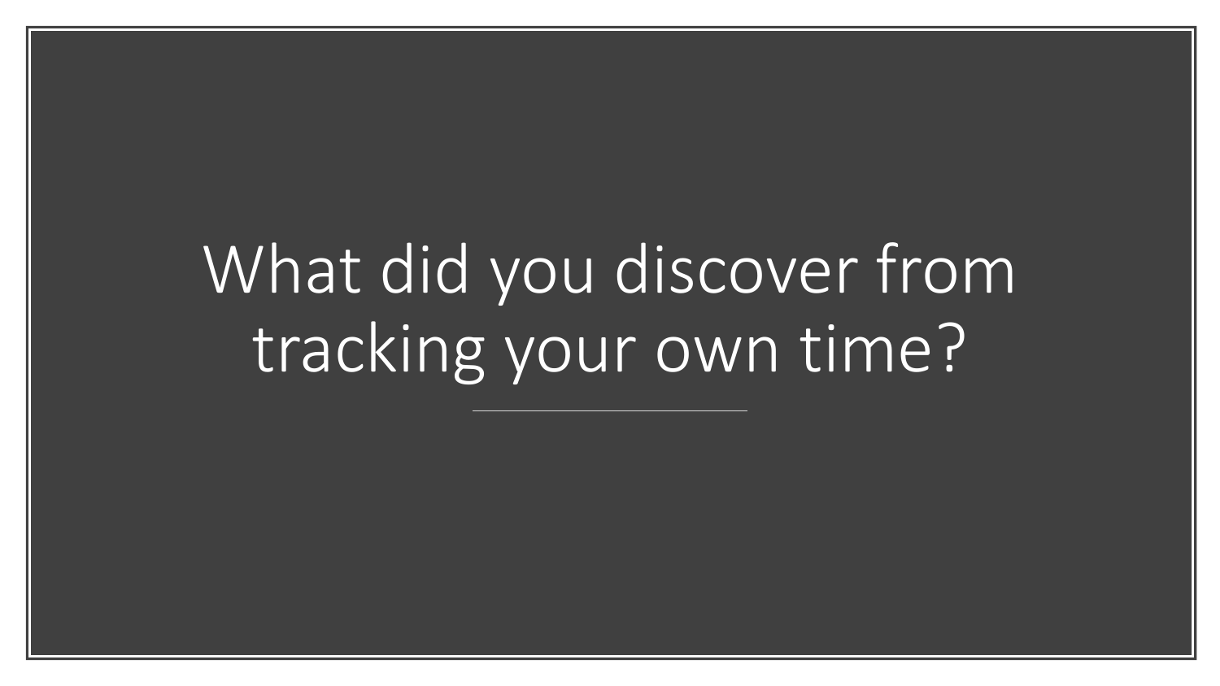# What did you discover from tracking your own time?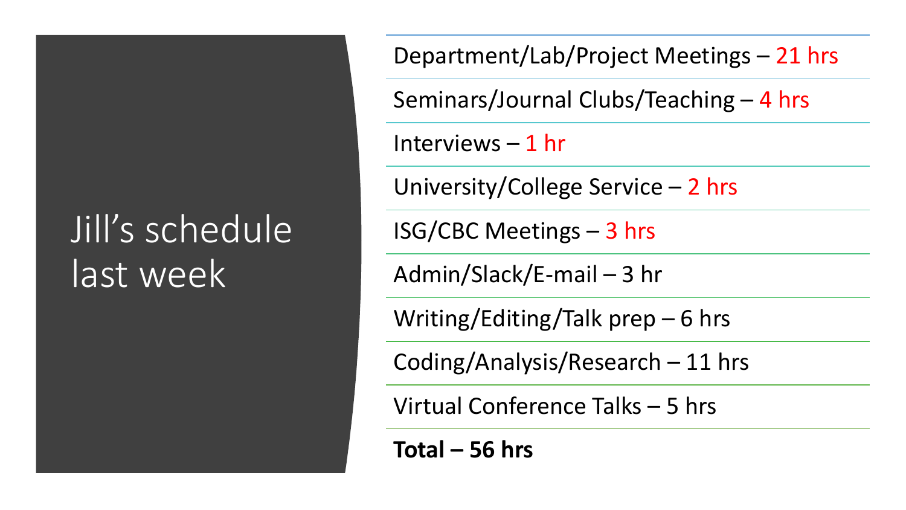# Jill's schedule last week

- Department/Lab/Project Meetings – 21 hrs
- Seminars/Journal Clubs/Teaching – 4 hrs
- Interviews – 1 hr
- University/College Service – 2 hrs
- ISG/CBC Meetings – 3 hrs
- Admin/Slack/E-mail – 3 hr
- Writing/Editing/Talk prep – 6 hrs
- Coding/Analysis/Research – 11 hrs
- Virtual Conference Talks – 5 hrs

**Total – 56 hrs**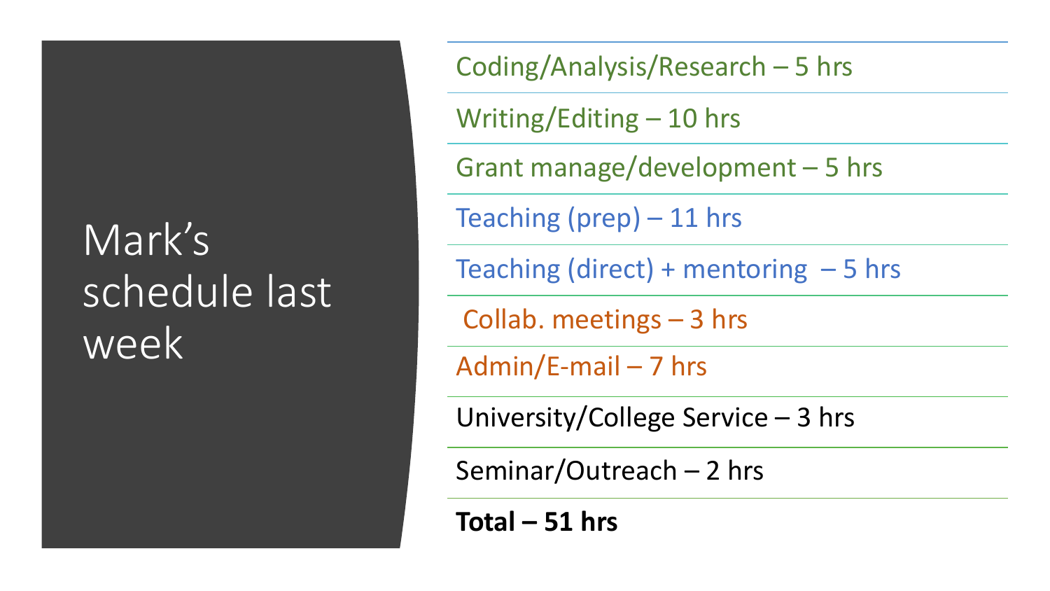# Mark's schedule last week

- Coding/Analysis/Research – 5 hrs
- Writing/Editing – 10 hrs
- Grant manage/development – 5 hrs
- Teaching (prep) – 11 hrs
- Teaching (direct) + mentoring – 5 hrs
- Collab. meetings – 3 hrs
- Admin/E-mail – 7 hrs
- University/College Service – 3 hrs
- Seminar/Outreach – 2 hrs

**Total – 51 hrs**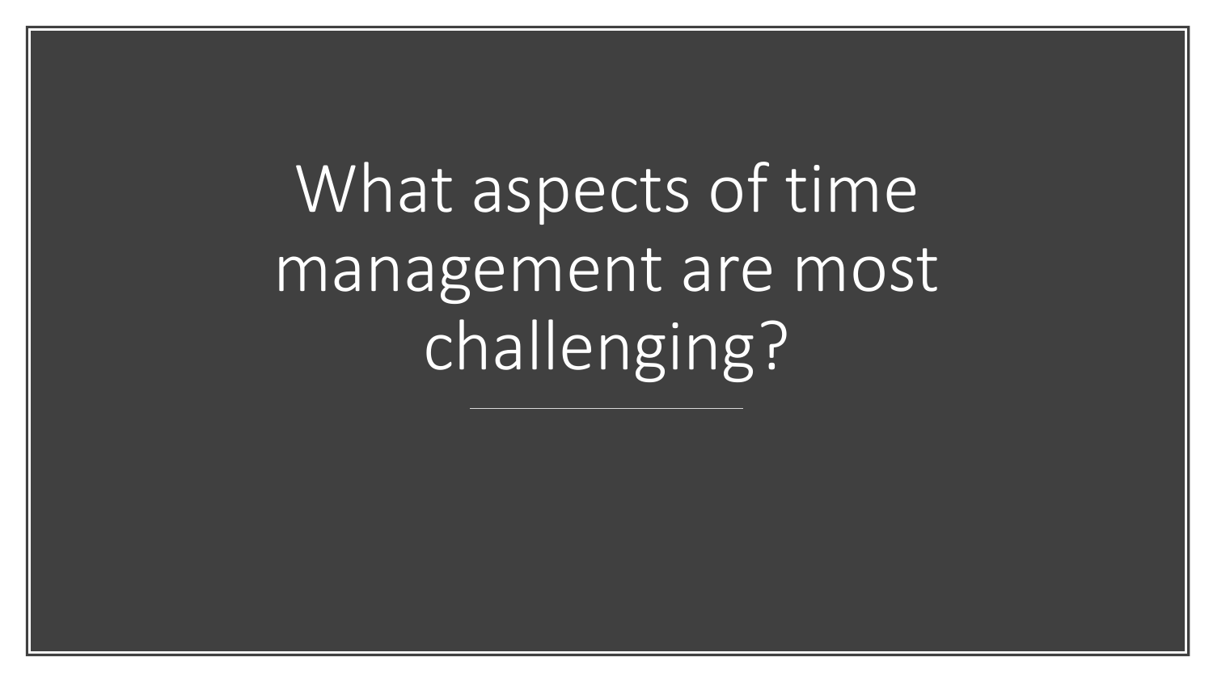# What aspects of time management are most challenging?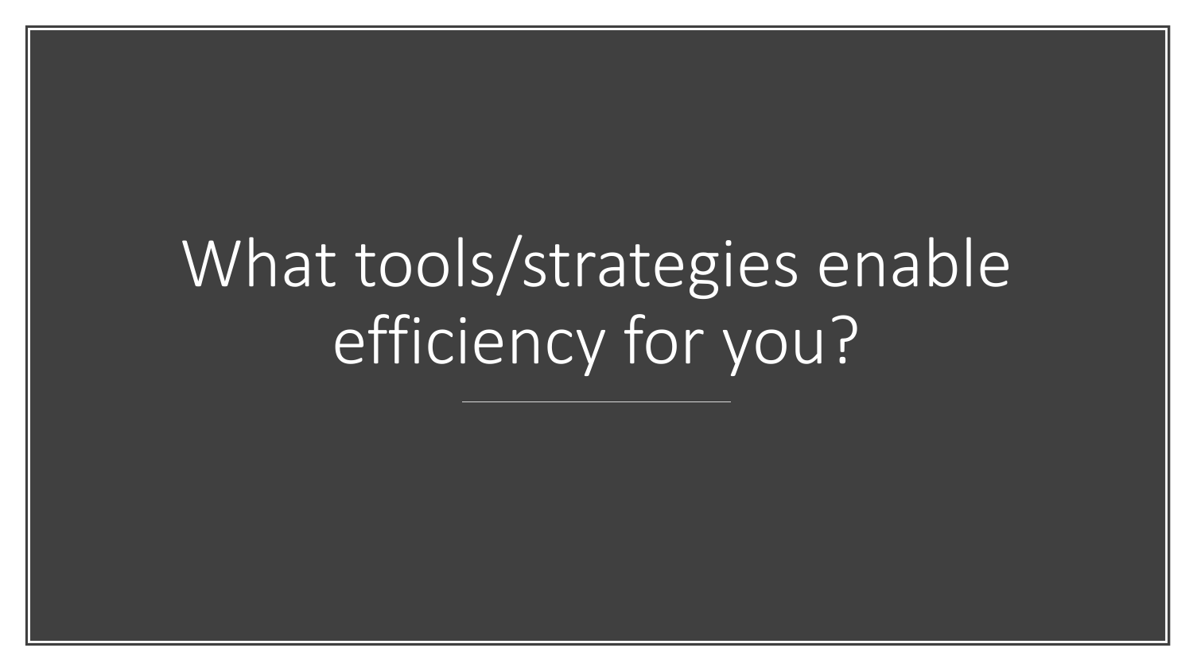# What tools/strategies enable efficiency for you?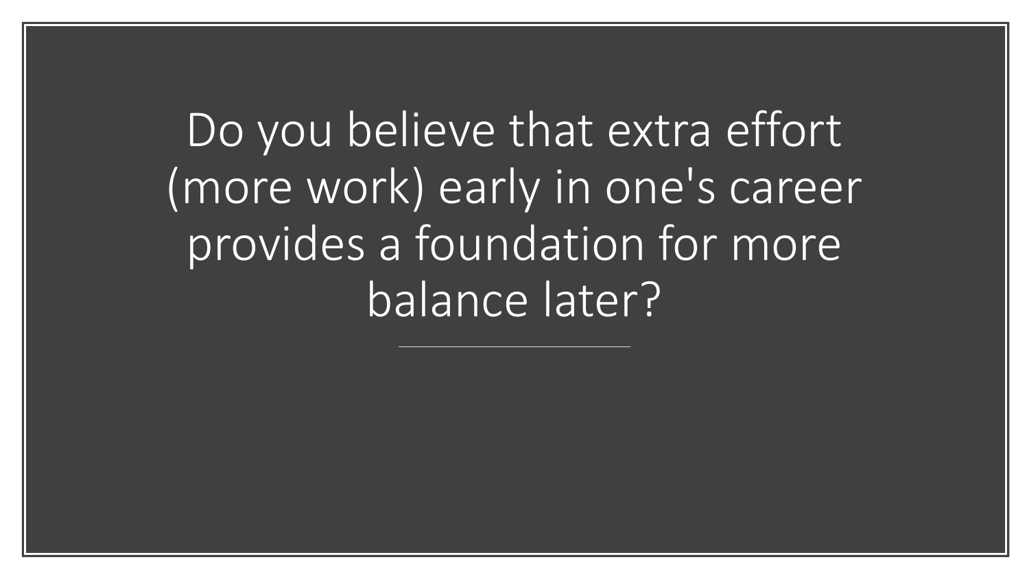# Do you believe that extra effort (more work) early in one's career provides a foundation for more balance later?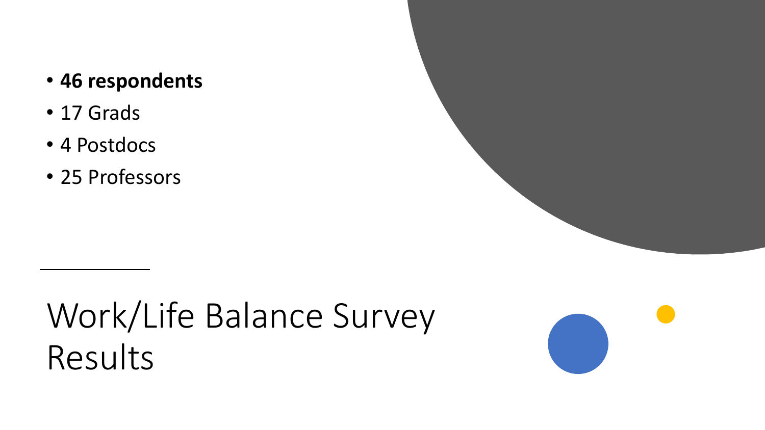- **46 respondents**
- 17 Grads
- 4 Postdocs
- 25 Professors

# Work/Life Balance Survey Results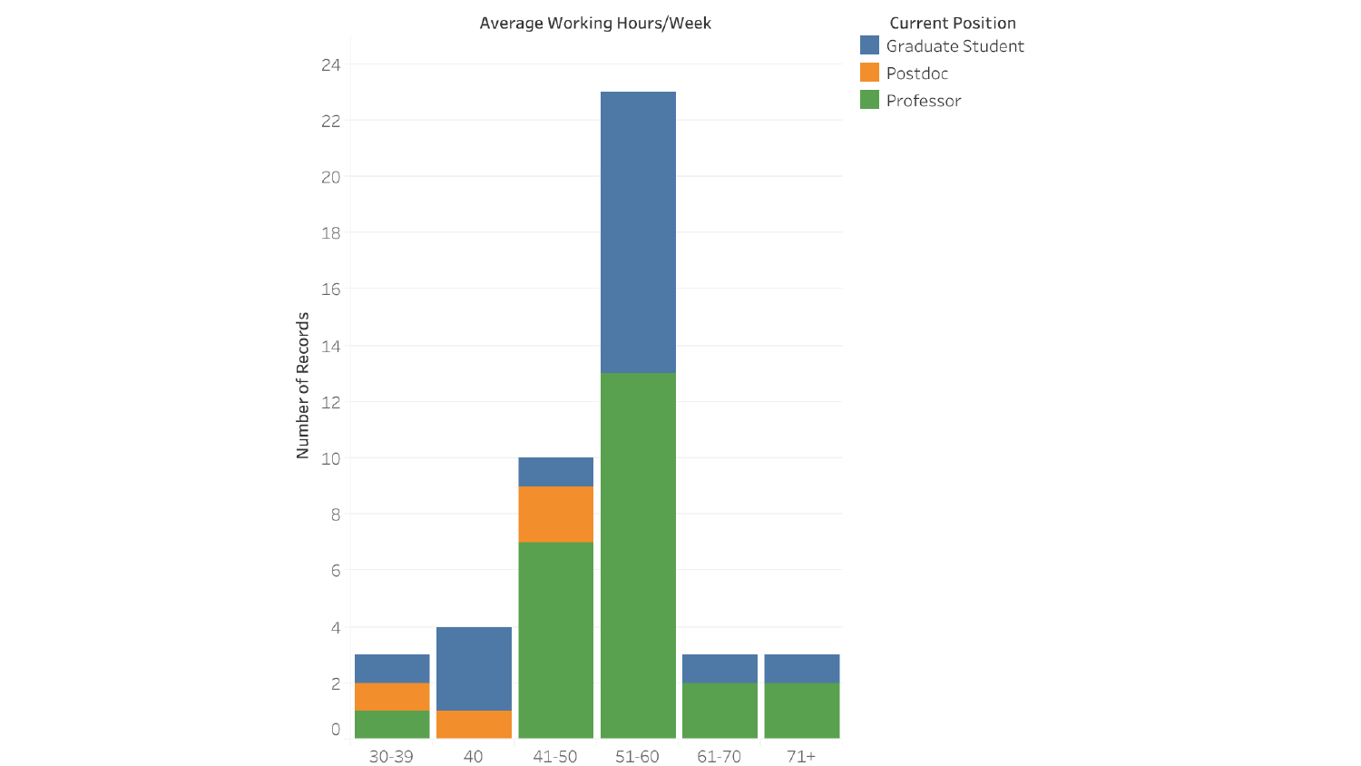**Average Working Hours/Week**

| Average Working Hours/Week | Graduate Student | Postdoc | Professor | Number of Records (Total) |
|---|---|---|---|---|
| 30-39 | 1 | 1 | 1 | 3 |
| 40 | 3 | 1 | 0 | 4 |
| 41-50 | 1 | 2 | 7 | 10 |
| 51-60 | 10 | 0 | 13 | 23 |
| 61-70 | 1 | 0 | 2 | 3 |
| 71+ | 1 | 0 | 2 | 3 |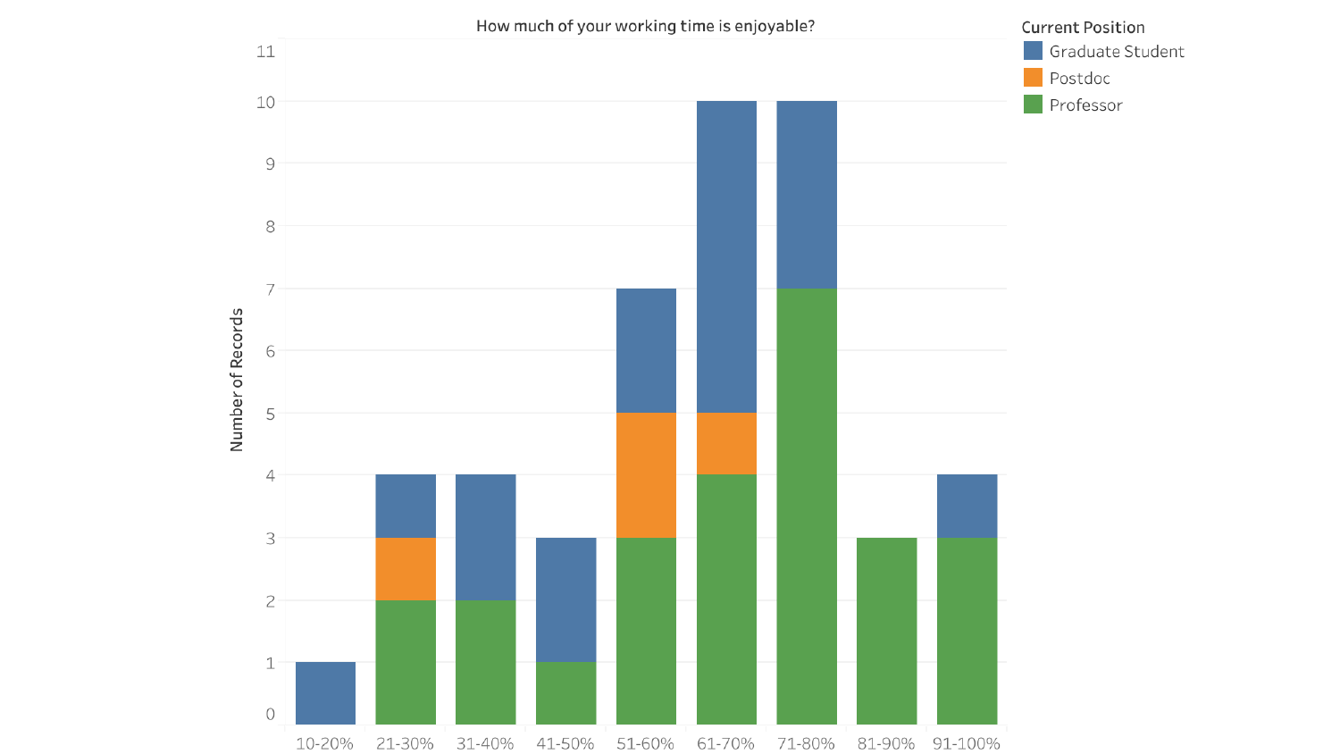How much of your working time is enjoyable?

| Number of Records | 10-20% | 21-30% | 31-40% | 41-50% | 51-60% | 61-70% | 71-80% | 81-90% | 91-100% |
|---|---|---|---|---|---|---|---|---|---|
| Graduate Student | 1 | 1 | 2 | 2 | 2 | 5 | 3 | 0 | 1 |
| Postdoc | 0 | 1 | 0 | 0 | 2 | 1 | 0 | 0 | 0 |
| Professor | 0 | 2 | 2 | 1 | 3 | 4 | 7 | 3 | 3 |

Current Position: Graduate Student, Postdoc, Professor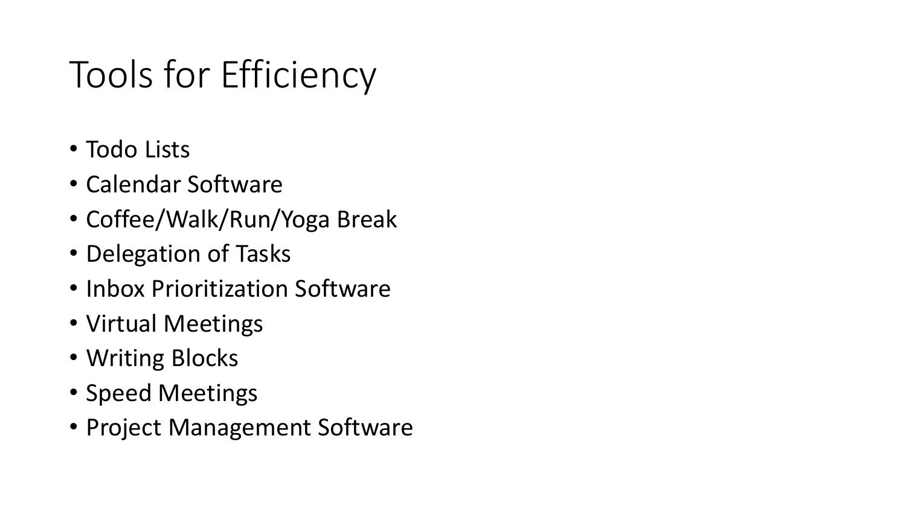# Tools for Efficiency

- Todo Lists
- Calendar Software
- Coffee/Walk/Run/Yoga Break
- Delegation of Tasks
- Inbox Prioritization Software
- Virtual Meetings
- Writing Blocks
- Speed Meetings
- Project Management Software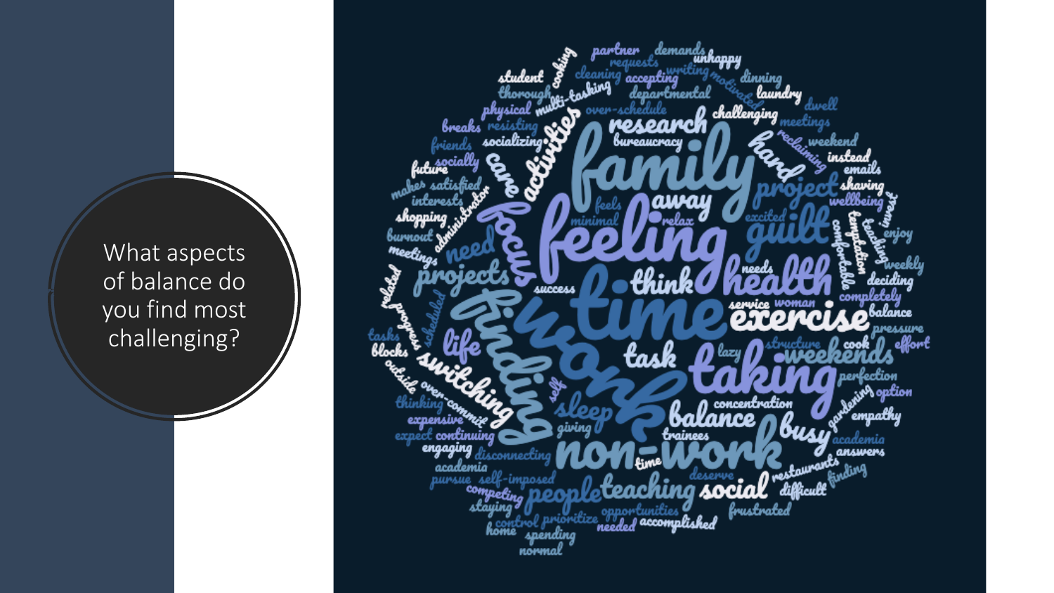What aspects of balance do you find most challenging?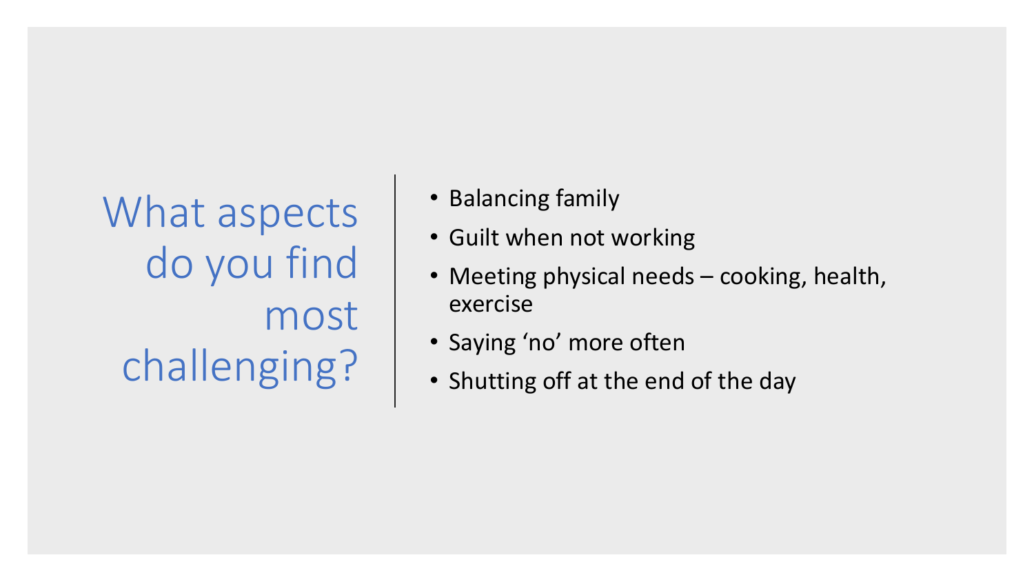# What aspects do you find most challenging?

- Balancing family
- Guilt when not working
- Meeting physical needs – cooking, health, exercise
- Saying ‘no’ more often
- Shutting off at the end of the day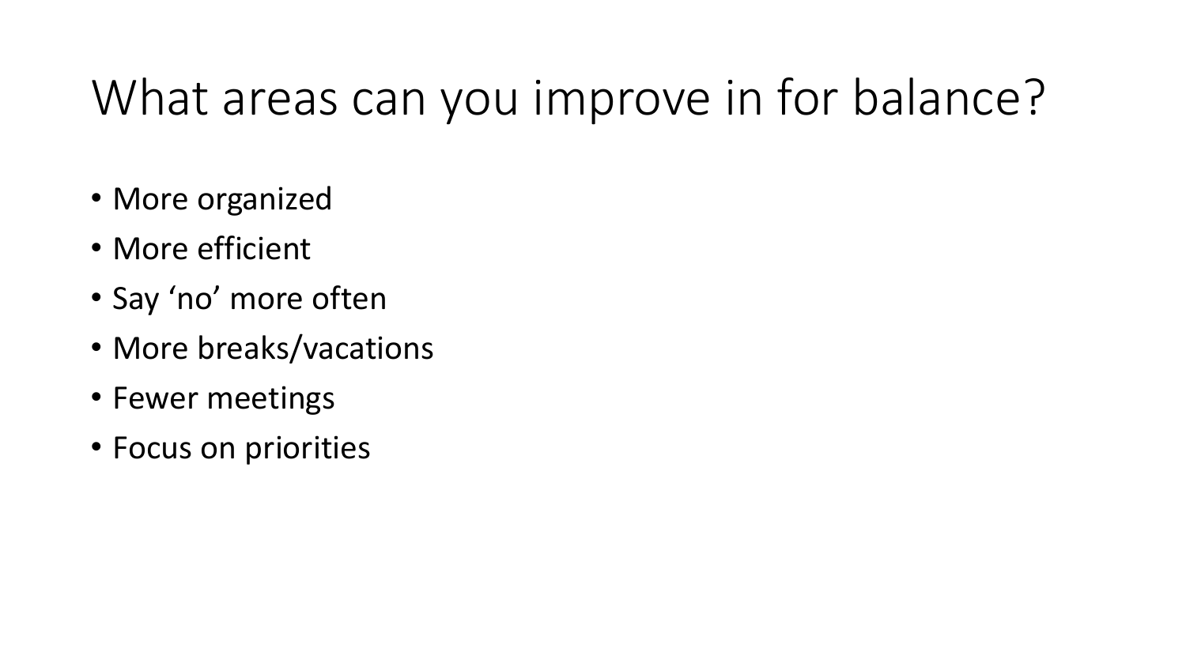# What areas can you improve in for balance?

- More organized
- More efficient
- Say ‘no’ more often
- More breaks/vacations
- Fewer meetings
- Focus on priorities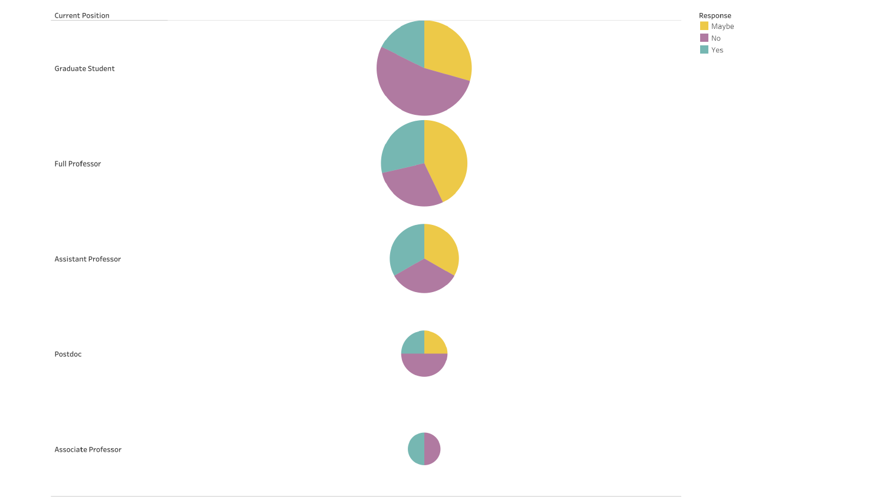| Current Position |
|---|
| Graduate Student |
| Full Professor |
| Assistant Professor |
| Postdoc |
| Associate Professor |

**Response**

- Maybe
- No
- Yes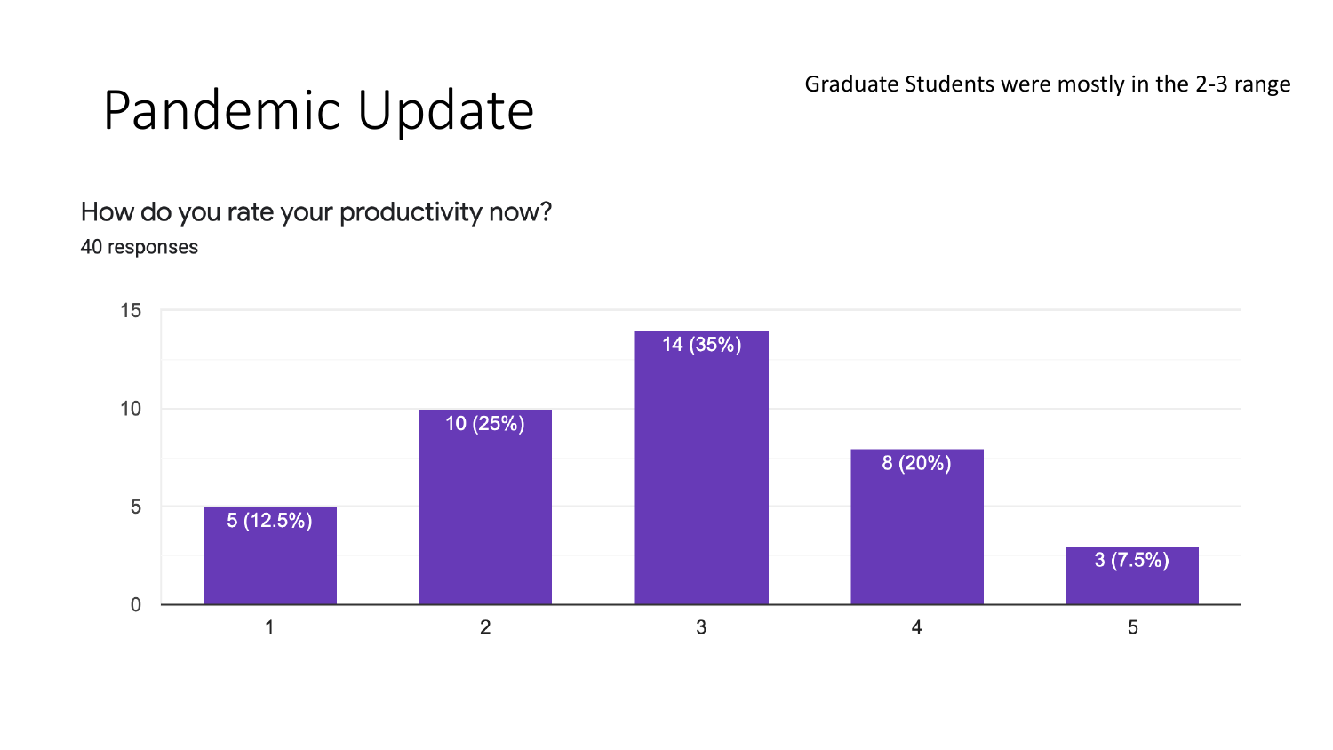# Pandemic Update

Graduate Students were mostly in the 2-3 range

**How do you rate your productivity now?**

40 responses

| Rating | Responses |
| --- | --- |
| 1 | 5 (12.5%) |
| 2 | 10 (25%) |
| 3 | 14 (35%) |
| 4 | 8 (20%) |
| 5 | 3 (7.5%) |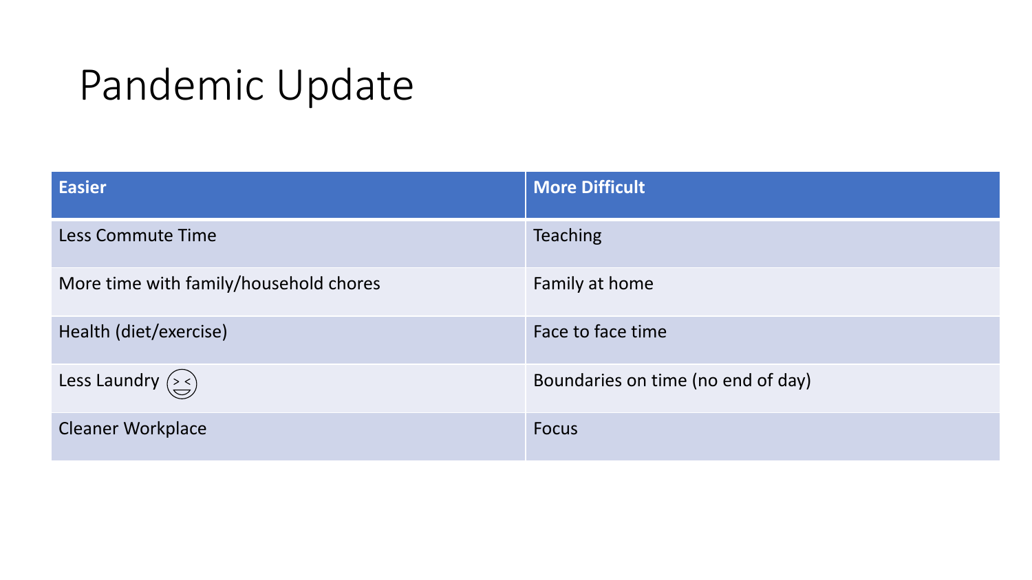# Pandemic Update

| Easier | More Difficult |
|---|---|
| Less Commute Time | Teaching |
| More time with family/household chores | Family at home |
| Health (diet/exercise) | Face to face time |
| Less Laundry 😆 | Boundaries on time (no end of day) |
| Cleaner Workplace | Focus |